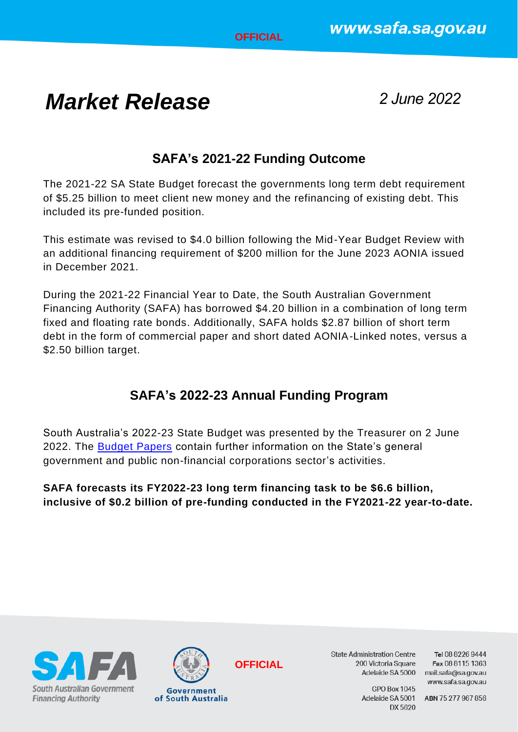# *Market Release*

*2 June 2022*

## SAFA's 2021-22 Funding Outcome

The 2021-22 SA State Budget forecast the governments long term debt requirement of $5.25 billion to meet client new money and the refinancing of existing debt. This included its pre-funded position.

This estimate was revised to $4.0 billion following the Mid-Year Budget Review with an additional financing requirement of $200 million for the June 2023 AONIA issued in December 2021.

During the 2021-22 Financial Year to Date, the South Australian Government Financing Authority (SAFA) has borrowed $4.20 billion in a combination of long term fixed and floating rate bonds. Additionally, SAFA holds $2.87 billion of short term debt in the form of commercial paper and short dated AONIA-Linked notes, versus a $2.50 billion target.

## SAFA's 2022-23 Annual Funding Program

South Australia's 2022-23 State Budget was presented by the Treasurer on 2 June 2022. The Budget Papers contain further information on the State's general government and public non-financial corporations sector's activities.

**SAFA forecasts its FY2022-23 long term financing task to be $6.6 billion, inclusive of $0.2 billion of pre-funding conducted in the FY2021-22 year-to-date.**

South Australian Government Financing Authority

Government of South Australia

State Administration Centre
200 Victoria Square
Adelaide SA 5000

GPO Box 1045
Adelaide SA 5001
DX 5620

Tel 08 8226 9444
Fax 08 8115 1363
mail.safa@sa.gov.au
www.safa.sa.gov.au

ABN 75 277 967 856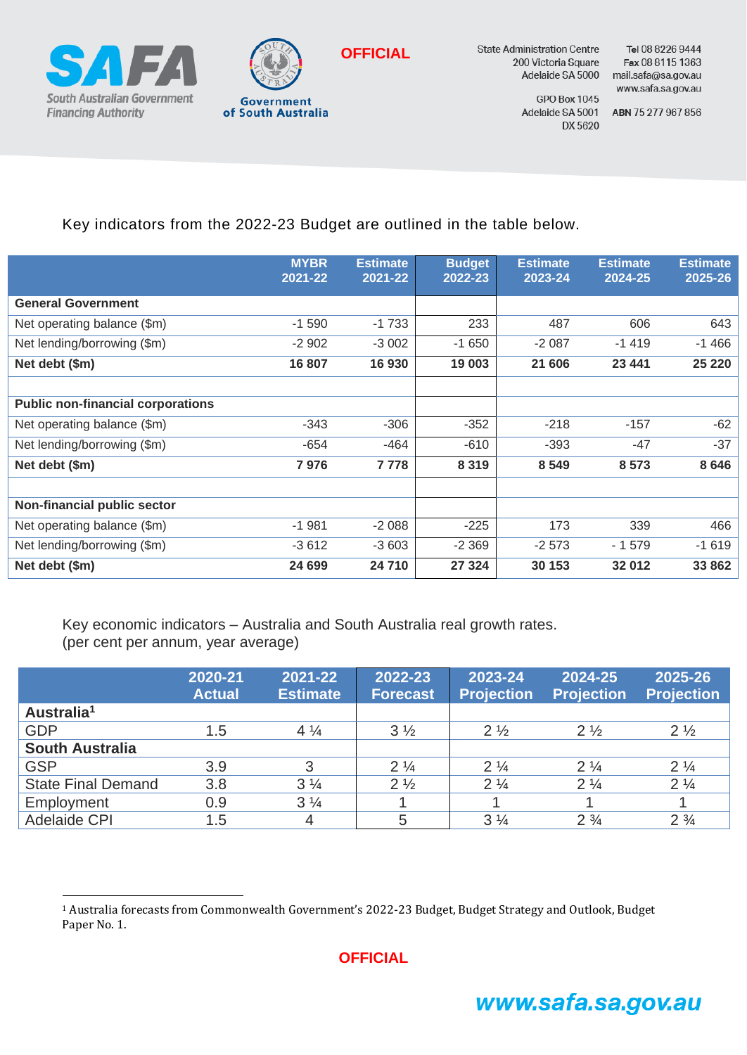Key indicators from the 2022-23 Budget are outlined in the table below.

| | MYBR 2021-22 | Estimate 2021-22 | Budget 2022-23 | Estimate 2023-24 | Estimate 2024-25 | Estimate 2025-26 |
|---|---|---|---|---|---|---|
| **General Government** | | | | | | |
| Net operating balance ($m) | -1 590 | -1 733 | 233 | 487 | 606 | 643 |
| Net lending/borrowing ($m) | -2 902 | -3 002 | -1 650 | -2 087 | -1 419 | -1 466 |
| **Net debt ($m)** | **16 807** | **16 930** | **19 003** | **21 606** | **23 441** | **25 220** |
| | | | | | | |
| **Public non-financial corporations** | | | | | | |
| Net operating balance ($m) | -343 | -306 | -352 | -218 | -157 | -62 |
| Net lending/borrowing ($m) | -654 | -464 | -610 | -393 | -47 | -37 |
| **Net debt ($m)** | **7 976** | **7 778** | **8 319** | **8 549** | **8 573** | **8 646** |
| | | | | | | |
| **Non-financial public sector** | | | | | | |
| Net operating balance ($m) | -1 981 | -2 088 | -225 | 173 | 339 | 466 |
| Net lending/borrowing ($m) | -3 612 | -3 603 | -2 369 | -2 573 | - 1 579 | -1 619 |
| **Net debt ($m)** | **24 699** | **24 710** | **27 324** | **30 153** | **32 012** | **33 862** |

Key economic indicators – Australia and South Australia real growth rates.
(per cent per annum, year average)

| | 2020-21 Actual | 2021-22 Estimate | 2022-23 Forecast | 2023-24 Projection | 2024-25 Projection | 2025-26 Projection |
|---|---|---|---|---|---|---|
| **Australia**[1] | | | | | | |
| GDP | 1.5 | 4 ¼ | 3 ½ | 2 ½ | 2 ½ | 2 ½ |
| **South Australia** | | | | | | |
| GSP | 3.9 | 3 | 2 ¼ | 2 ¼ | 2 ¼ | 2 ¼ |
| State Final Demand | 3.8 | 3 ¼ | 2 ½ | 2 ¼ | 2 ¼ | 2 ¼ |
| Employment | 0.9 | 3 ¼ | 1 | 1 | 1 | 1 |
| Adelaide CPI | 1.5 | 4 | 5 | 3 ¼ | 2 ¾ | 2 ¾ |

[1] Australia forecasts from Commonwealth Government's 2022-23 Budget, Budget Strategy and Outlook, Budget Paper No. 1.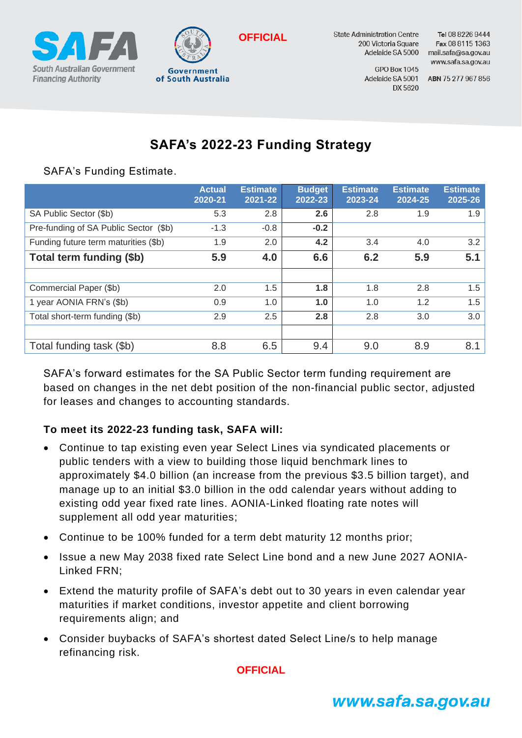OFFICIAL

State Administration Centre
200 Victoria Square
Adelaide SA 5000

GPO Box 1045
Adelaide SA 5001
DX 5620

Tel 08 8226 9444
Fax 08 8115 1363
mail.safa@sa.gov.au
www.safa.sa.gov.au

ABN 75 277 967 856

# SAFA's 2022-23 Funding Strategy

SAFA's Funding Estimate.

| | Actual 2020-21 | Estimate 2021-22 | Budget 2022-23 | Estimate 2023-24 | Estimate 2024-25 | Estimate 2025-26 |
|---|---|---|---|---|---|---|
| SA Public Sector ($b) | 5.3 | 2.8 | **2.6** | 2.8 | 1.9 | 1.9 |
| Pre-funding of SA Public Sector ($b) | -1.3 | -0.8 | **-0.2** | | | |
| Funding future term maturities ($b) | 1.9 | 2.0 | **4.2** | 3.4 | 4.0 | 3.2 |
| **Total term funding ($b)** | **5.9** | **4.0** | **6.6** | **6.2** | **5.9** | **5.1** |
| | | | | | | |
| Commercial Paper ($b) | 2.0 | 1.5 | **1.8** | 1.8 | 2.8 | 1.5 |
| 1 year AONIA FRN's ($b) | 0.9 | 1.0 | **1.0** | 1.0 | 1.2 | 1.5 |
| Total short-term funding ($b) | 2.9 | 2.5 | **2.8** | 2.8 | 3.0 | 3.0 |
| | | | | | | |
| Total funding task ($b) | 8.8 | 6.5 | 9.4 | 9.0 | 8.9 | 8.1 |

SAFA's forward estimates for the SA Public Sector term funding requirement are based on changes in the net debt position of the non-financial public sector, adjusted for leases and changes to accounting standards.

**To meet its 2022-23 funding task, SAFA will:**

- Continue to tap existing even year Select Lines via syndicated placements or public tenders with a view to building those liquid benchmark lines to approximately $4.0 billion (an increase from the previous $3.5 billion target), and manage up to an initial $3.0 billion in the odd calendar years without adding to existing odd year fixed rate lines. AONIA-Linked floating rate notes will supplement all odd year maturities;
- Continue to be 100% funded for a term debt maturity 12 months prior;
- Issue a new May 2038 fixed rate Select Line bond and a new June 2027 AONIA-Linked FRN;
- Extend the maturity profile of SAFA's debt out to 30 years in even calendar year maturities if market conditions, investor appetite and client borrowing requirements align; and
- Consider buybacks of SAFA's shortest dated Select Line/s to help manage refinancing risk.

OFFICIAL

www.safa.sa.gov.au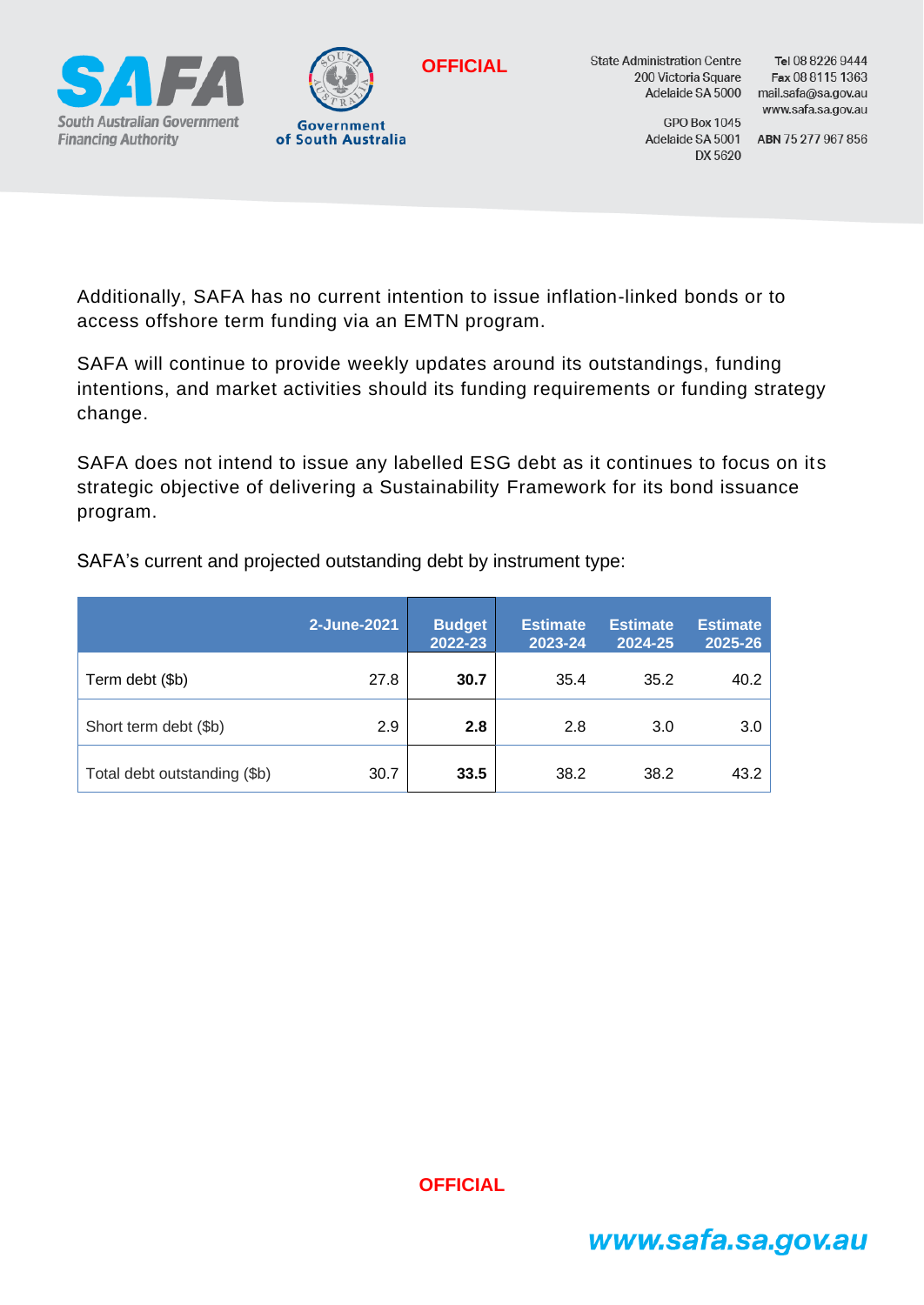Additionally, SAFA has no current intention to issue inflation-linked bonds or to access offshore term funding via an EMTN program.

SAFA will continue to provide weekly updates around its outstandings, funding intentions, and market activities should its funding requirements or funding strategy change.

SAFA does not intend to issue any labelled ESG debt as it continues to focus on its strategic objective of delivering a Sustainability Framework for its bond issuance program.

SAFA's current and projected outstanding debt by instrument type:

| | 2-June-2021 | Budget 2022-23 | Estimate 2023-24 | Estimate 2024-25 | Estimate 2025-26 |
|---|---|---|---|---|---|
| Term debt ($b) | 27.8 | **30.7** | 35.4 | 35.2 | 40.2 |
| Short term debt ($b) | 2.9 | **2.8** | 2.8 | 3.0 | 3.0 |
| Total debt outstanding ($b) | 30.7 | **33.5** | 38.2 | 38.2 | 43.2 |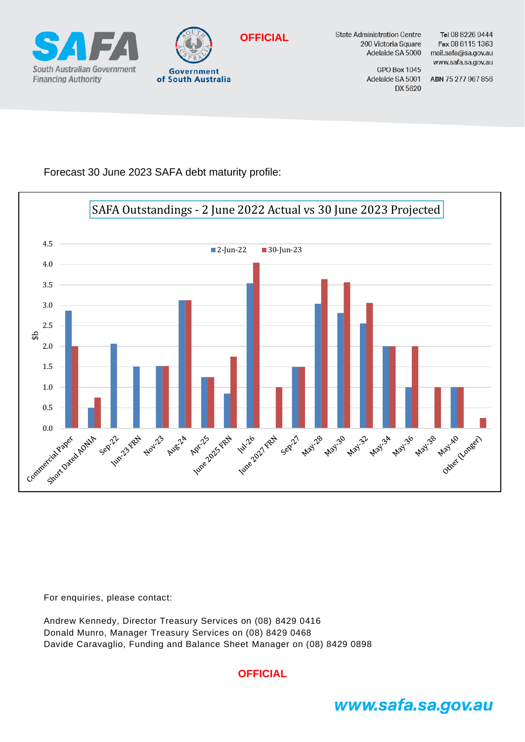Forecast 30 June 2023 SAFA debt maturity profile:

SAFA Outstandings - 2 June 2022 Actual vs 30 June 2023 Projected

2-Jun-22
30-Jun-23

$b

4.5
4.0
3.5
3.0
2.5
2.0
1.5
1.0
0.5
0.0

Commercial Paper
Short Dated AONIA
Sep-22
Jun-23 FRN
Nov-23
Aug-24
Apr-25
June 2025 FRN
Jul-26
June 2027 FRN
Sep-27
May-28
May-30
May-32
May-34
May-36
May-38
May-40
Other (Longer)

For enquiries, please contact:

Andrew Kennedy, Director Treasury Services on (08) 8429 0416
Donald Munro, Manager Treasury Services on (08) 8429 0468
Davide Caravaglio, Funding and Balance Sheet Manager on (08) 8429 0898